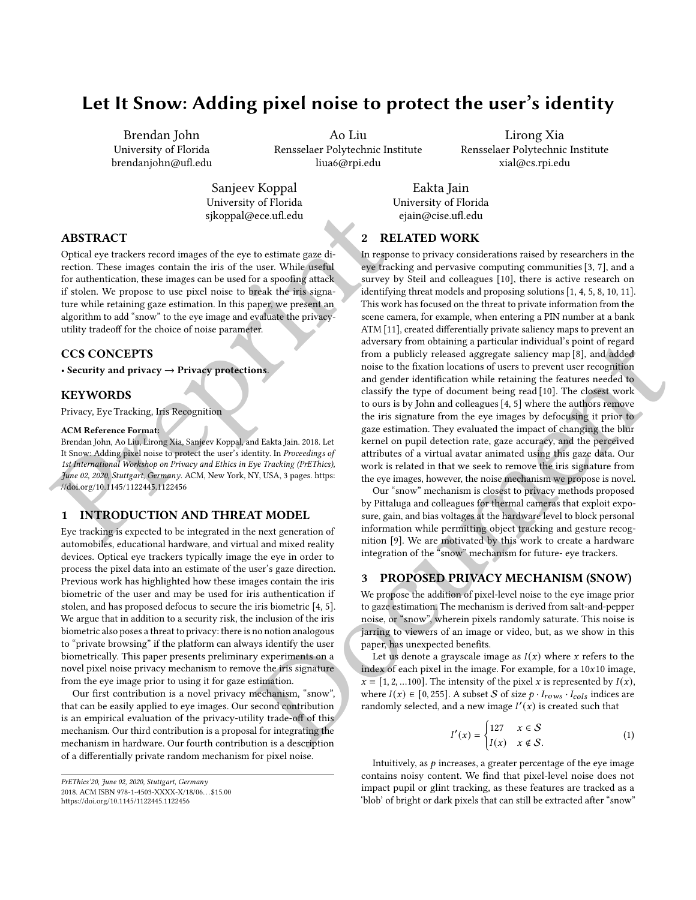# Let It Snow: Adding pixel noise to protect the user's identity

Brendan John
University of Florida
brendanjohn@ufl.edu

Ao Liu
Rensselaer Polytechnic Institute
liua6@rpi.edu

Lirong Xia
Rensselaer Polytechnic Institute
xial@cs.rpi.edu

Sanjeev Koppal
University of Florida
sjkoppal@ece.ufl.edu

Eakta Jain
University of Florida
ejain@cise.ufl.edu

## ABSTRACT

Optical eye trackers record images of the eye to estimate gaze direction. These images contain the iris of the user. While useful for authentication, these images can be used for a spoofing attack if stolen. We propose to use pixel noise to break the iris signature while retaining gaze estimation. In this paper, we present an algorithm to add "snow" to the eye image and evaluate the privacy-utility tradeoff for the choice of noise parameter.

## CCS CONCEPTS

• **Security and privacy → Privacy protections**.

## KEYWORDS

Privacy, Eye Tracking, Iris Recognition

**ACM Reference Format:**
Brendan John, Ao Liu, Lirong Xia, Sanjeev Koppal, and Eakta Jain. 2018. Let It Snow: Adding pixel noise to protect the user's identity. In *Proceedings of 1st International Workshop on Privacy and Ethics in Eye Tracking (PrEThics), June 02, 2020, Stuttgart, Germany.* ACM, New York, NY, USA, 3 pages. https://doi.org/10.1145/1122445.1122456

## 1 INTRODUCTION AND THREAT MODEL

Eye tracking is expected to be integrated in the next generation of automobiles, educational hardware, and virtual and mixed reality devices. Optical eye trackers typically image the eye in order to process the pixel data into an estimate of the user's gaze direction. Previous work has highlighted how these images contain the iris biometric of the user and may be used for iris authentication if stolen, and has proposed defocus to secure the iris biometric [4, 5]. We argue that in addition to a security risk, the inclusion of the iris biometric also poses a threat to privacy: there is no notion analogous to "private browsing" if the platform can always identify the user biometrically. This paper presents preliminary experiments on a novel pixel noise privacy mechanism to remove the iris signature from the eye image prior to using it for gaze estimation.

Our first contribution is a novel privacy mechanism, "snow", that can be easily applied to eye images. Our second contribution is an empirical evaluation of the privacy-utility trade-off of this mechanism. Our third contribution is a proposal for integrating the mechanism in hardware. Our fourth contribution is a description of a differentially private random mechanism for pixel noise.

*PrEThics'20, June 02, 2020, Stuttgart, Germany*
2018. ACM ISBN 978-1-4503-XXXX-X/18/06…$15.00
https://doi.org/10.1145/1122445.1122456

## 2 RELATED WORK

In response to privacy considerations raised by researchers in the eye tracking and pervasive computing communities [3, 7], and a survey by Steil and colleagues [10], there is active research on identifying threat models and proposing solutions [1, 4, 5, 8, 10, 11]. This work has focused on the threat to private information from the scene camera, for example, when entering a PIN number at a bank ATM [11], created differentially private saliency maps to prevent an adversary from obtaining a particular individual's point of regard from a publicly released aggregate saliency map [8], and added noise to the fixation locations of users to prevent user recognition and gender identification while retaining the features needed to classify the type of document being read [10]. The closest work to ours is by John and colleagues [4, 5] where the authors remove the iris signature from the eye images by defocusing it prior to gaze estimation. They evaluated the impact of changing the blur kernel on pupil detection rate, gaze accuracy, and the perceived attributes of a virtual avatar animated using this gaze data. Our work is related in that we seek to remove the iris signature from the eye images, however, the noise mechanism we propose is novel.

Our "snow" mechanism is closest to privacy methods proposed by Pittaluga and colleagues for thermal cameras that exploit exposure, gain, and bias voltages at the hardware level to block personal information while permitting object tracking and gesture recognition [9]. We are motivated by this work to create a hardware integration of the "snow" mechanism for future- eye trackers.

## 3 PROPOSED PRIVACY MECHANISM (SNOW)

We propose the addition of pixel-level noise to the eye image prior to gaze estimation. The mechanism is derived from salt-and-pepper noise, or "snow", wherein pixels randomly saturate. This noise is jarring to viewers of an image or video, but, as we show in this paper, has unexpected benefits.

Let us denote a grayscale image as $I(x)$ where $x$ refers to the index of each pixel in the image. For example, for a $10x10$ image, $x = [1, 2, ...100]$. The intensity of the pixel $x$ is represented by $I(x)$, where $I(x) \in [0, 255]$. A subset $\mathcal{S}$ of size $p \cdot I_{rows} \cdot I_{cols}$ indices are randomly selected, and a new image $I'(x)$ is created such that

$$I'(x) = \begin{cases} 127 & x \in \mathcal{S} \\ I(x) & x \notin \mathcal{S}. \end{cases} \tag{1}$$

Intuitively, as $p$ increases, a greater percentage of the eye image contains noisy content. We find that pixel-level noise does not impact pupil or glint tracking, as these features are tracked as a 'blob' of bright or dark pixels that can still be extracted after "snow"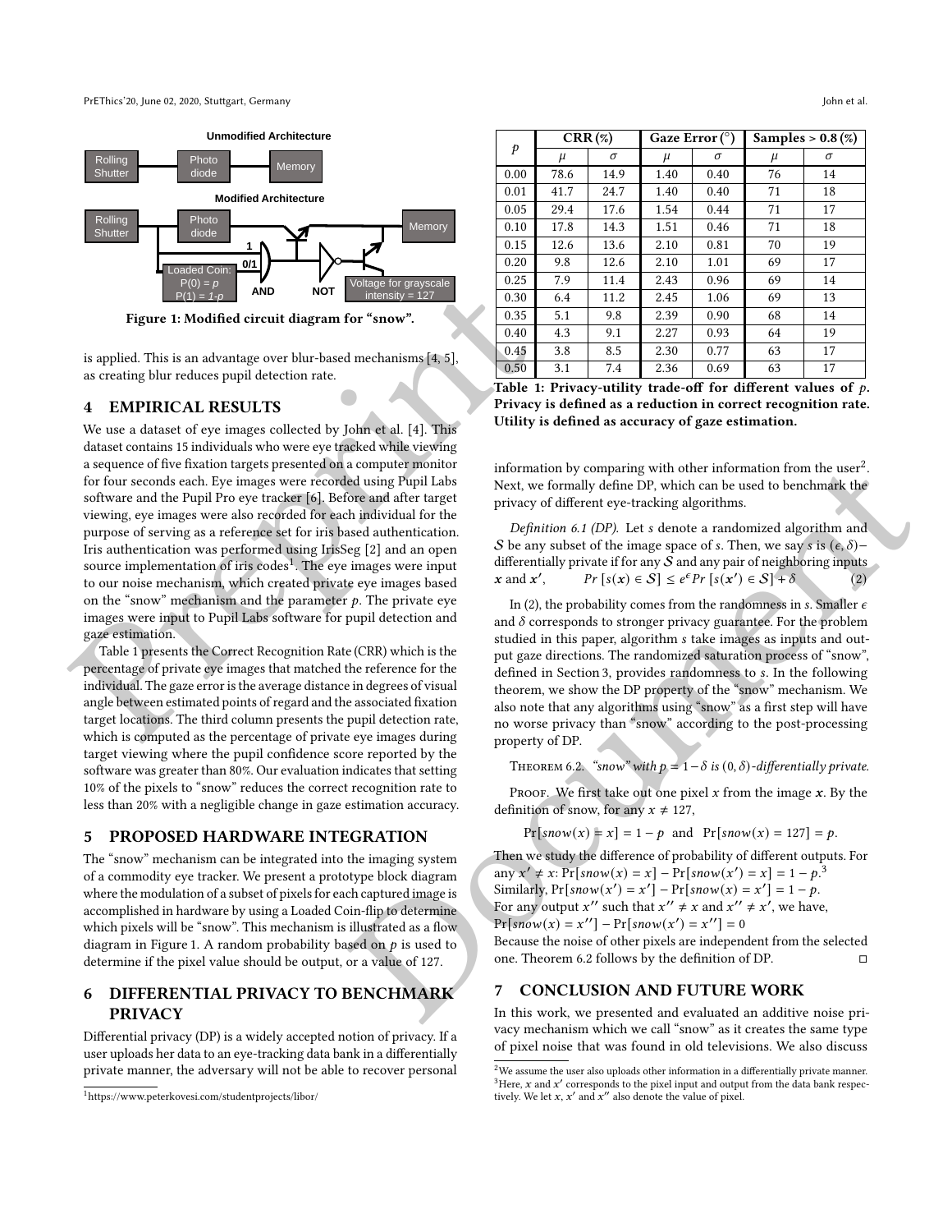Unmodified Architecture

Rolling Shutter — Photo diode — Memory

Modified Architecture

Rolling Shutter — Photo diode — Memory; 1; 0/1; Loaded Coin: P(0) = *p*, P(1) = *1-p*; AND; NOT; Voltage for grayscale intensity = 127

**Figure 1: Modified circuit diagram for "snow".**

is applied. This is an advantage over blur-based mechanisms [4, 5], as creating blur reduces pupil detection rate.

## 4 EMPIRICAL RESULTS

We use a dataset of eye images collected by John et al. [4]. This dataset contains 15 individuals who were eye tracked while viewing a sequence of five fixation targets presented on a computer monitor for four seconds each. Eye images were recorded using Pupil Labs software and the Pupil Pro eye tracker [6]. Before and after target viewing, eye images were also recorded for each individual for the purpose of serving as a reference set for iris based authentication. Iris authentication was performed using IrisSeg [2] and an open source implementation of iris codes[1]. The eye images were input to our noise mechanism, which created private eye images based on the "snow" mechanism and the parameter $p$. The private eye images were input to Pupil Labs software for pupil detection and gaze estimation.

Table 1 presents the Correct Recognition Rate (CRR) which is the percentage of private eye images that matched the reference for the individual. The gaze error is the average distance in degrees of visual angle between estimated points of regard and the associated fixation target locations. The third column presents the pupil detection rate, which is computed as the percentage of private eye images during target viewing where the pupil confidence score reported by the software was greater than 80%. Our evaluation indicates that setting 10% of the pixels to "snow" reduces the correct recognition rate to less than 20% with a negligible change in gaze estimation accuracy.

| $p$ | CRR (%) | | Gaze Error (°) | | Samples > 0.8 (%) | |
|---|---|---|---|---|---|---|
| | $\mu$ | $\sigma$ | $\mu$ | $\sigma$ | $\mu$ | $\sigma$ |
| 0.00 | 78.6 | 14.9 | 1.40 | 0.40 | 76 | 14 |
| 0.01 | 41.7 | 24.7 | 1.40 | 0.40 | 71 | 18 |
| 0.05 | 29.4 | 17.6 | 1.54 | 0.44 | 71 | 17 |
| 0.10 | 17.8 | 14.3 | 1.51 | 0.46 | 71 | 18 |
| 0.15 | 12.6 | 13.6 | 2.10 | 0.81 | 70 | 19 |
| 0.20 | 9.8 | 12.6 | 2.10 | 1.01 | 69 | 17 |
| 0.25 | 7.9 | 11.4 | 2.43 | 0.96 | 69 | 14 |
| 0.30 | 6.4 | 11.2 | 2.45 | 1.06 | 69 | 13 |
| 0.35 | 5.1 | 9.8 | 2.39 | 0.90 | 68 | 14 |
| 0.40 | 4.3 | 9.1 | 2.27 | 0.93 | 64 | 19 |
| 0.45 | 3.8 | 8.5 | 2.30 | 0.77 | 63 | 17 |
| 0.50 | 3.1 | 7.4 | 2.36 | 0.69 | 63 | 17 |

**Table 1: Privacy-utility trade-off for different values of $p$. Privacy is defined as a reduction in correct recognition rate. Utility is defined as accuracy of gaze estimation.**

## 5 PROPOSED HARDWARE INTEGRATION

The "snow" mechanism can be integrated into the imaging system of a commodity eye tracker. We present a prototype block diagram where the modulation of a subset of pixels for each captured image is accomplished in hardware by using a Loaded Coin-flip to determine which pixels will be "snow". This mechanism is illustrated as a flow diagram in Figure 1. A random probability based on $p$ is used to determine if the pixel value should be output, or a value of 127.

## 6 DIFFERENTIAL PRIVACY TO BENCHMARK PRIVACY

Differential privacy (DP) is a widely accepted notion of privacy. If a user uploads her data to an eye-tracking data bank in a differentially private manner, the adversary will not be able to recover personal information by comparing with other information from the user[2]. Next, we formally define DP, which can be used to benchmark the privacy of different eye-tracking algorithms.

*Definition 6.1 (DP).* Let $s$ denote a randomized algorithm and $\mathcal{S}$ be any subset of the image space of $s$. Then, we say $s$ is $(\epsilon, \delta)-$differentially private if for any $\mathcal{S}$ and any pair of neighboring inputs $\boldsymbol{x}$ and $\boldsymbol{x}'$,

$$Pr\left[s(\boldsymbol{x}) \in \mathcal{S}\right] \leq e^{\epsilon} Pr\left[s(\boldsymbol{x}') \in \mathcal{S}\right] + \delta \tag{2}$$

In (2), the probability comes from the randomness in $s$. Smaller $\epsilon$ and $\delta$ corresponds to stronger privacy guarantee. For the problem studied in this paper, algorithm $s$ take images as inputs and output gaze directions. The randomized saturation process of "snow", defined in Section 3, provides randomness to $s$. In the following theorem, we show the DP property of the "snow" mechanism. We also note that any algorithms using "snow" as a first step will have no worse privacy than "snow" according to the post-processing property of DP.

Theorem 6.2. *"snow" with $p = 1 - \delta$ is $(0, \delta)$-differentially private.*

Proof. We first take out one pixel $x$ from the image $\boldsymbol{x}$. By the definition of snow, for any $x \neq 127$,

$$\Pr[snow(x) = x] = 1 - p \;\text{ and }\; \Pr[snow(x) = 127] = p.$$

Then we study the difference of probability of different outputs. For any $x' \neq x$: $\Pr[snow(x) = x] - \Pr[snow(x') = x] = 1 - p$.[3]
Similarly, $\Pr[snow(x') = x'] - \Pr[snow(x') = x'] = 1 - p$.
For any output $x''$ such that $x'' \neq x$ and $x'' \neq x'$, we have,
$\Pr[snow(x) = x''] - \Pr[snow(x') = x''] = 0$
Because the noise of other pixels are independent from the selected one. Theorem 6.2 follows by the definition of DP. □

## 7 CONCLUSION AND FUTURE WORK

In this work, we presented and evaluated an additive noise privacy mechanism which we call "snow" as it creates the same type of pixel noise that was found in old televisions. We also discuss

[1] https://www.peterkovesi.com/studentprojects/libor/

[2] We assume the user also uploads other information in a differentially private manner.

[3] Here, $x$ and $x'$ corresponds to the pixel input and output from the data bank respectively. We let $x$, $x'$ and $x''$ also denote the value of pixel.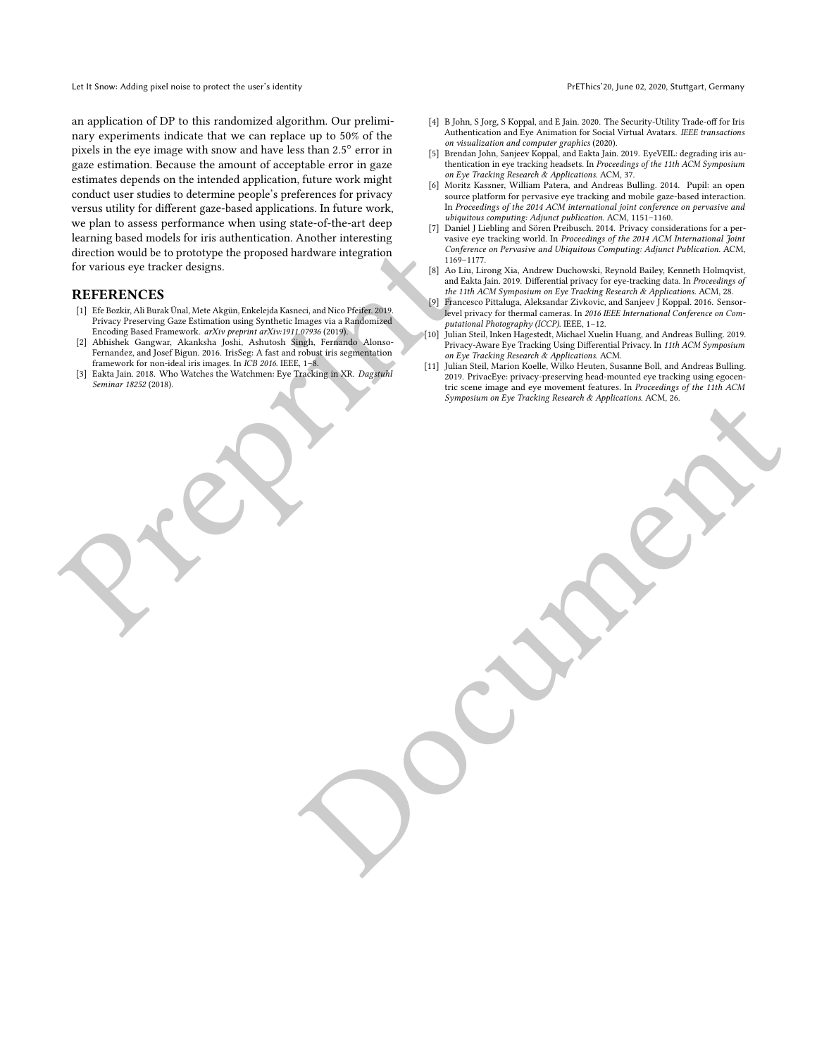an application of DP to this randomized algorithm. Our preliminary experiments indicate that we can replace up to 50% of the pixels in the eye image with snow and have less than 2.5° error in gaze estimation. Because the amount of acceptable error in gaze estimates depends on the intended application, future work might conduct user studies to determine people's preferences for privacy versus utility for different gaze-based applications. In future work, we plan to assess performance when using state-of-the-art deep learning based models for iris authentication. Another interesting direction would be to prototype the proposed hardware integration for various eye tracker designs.

## REFERENCES

[1] Efe Bozkir, Ali Burak Ünal, Mete Akgün, Enkelejda Kasneci, and Nico Pfeifer. 2019. Privacy Preserving Gaze Estimation using Synthetic Images via a Randomized Encoding Based Framework. *arXiv preprint arXiv:1911.07936* (2019).

[2] Abhishek Gangwar, Akanksha Joshi, Ashutosh Singh, Fernando Alonso-Fernandez, and Josef Bigun. 2016. IrisSeg: A fast and robust iris segmentation framework for non-ideal iris images. In *ICB 2016*. IEEE, 1–8.

[3] Eakta Jain. 2018. Who Watches the Watchmen: Eye Tracking in XR. *Dagstuhl Seminar 18252* (2018).

[4] B John, S Jorg, S Koppal, and E Jain. 2020. The Security-Utility Trade-off for Iris Authentication and Eye Animation for Social Virtual Avatars. *IEEE transactions on visualization and computer graphics* (2020).

[5] Brendan John, Sanjeev Koppal, and Eakta Jain. 2019. EyeVEIL: degrading iris authentication in eye tracking headsets. In *Proceedings of the 11th ACM Symposium on Eye Tracking Research & Applications*. ACM, 37.

[6] Moritz Kassner, William Patera, and Andreas Bulling. 2014. Pupil: an open source platform for pervasive eye tracking and mobile gaze-based interaction. In *Proceedings of the 2014 ACM international joint conference on pervasive and ubiquitous computing: Adjunct publication*. ACM, 1151–1160.

[7] Daniel J Liebling and Sören Preibusch. 2014. Privacy considerations for a pervasive eye tracking world. In *Proceedings of the 2014 ACM International Joint Conference on Pervasive and Ubiquitous Computing: Adjunct Publication*. ACM, 1169–1177.

[8] Ao Liu, Lirong Xia, Andrew Duchowski, Reynold Bailey, Kenneth Holmqvist, and Eakta Jain. 2019. Differential privacy for eye-tracking data. In *Proceedings of the 11th ACM Symposium on Eye Tracking Research & Applications*. ACM, 28.

[9] Francesco Pittaluga, Aleksandar Zivkovic, and Sanjeev J Koppal. 2016. Sensor-level privacy for thermal cameras. In *2016 IEEE International Conference on Computational Photography (ICCP)*. IEEE, 1–12.

[10] Julian Steil, Inken Hagestedt, Michael Xuelin Huang, and Andreas Bulling. 2019. Privacy-Aware Eye Tracking Using Differential Privacy. In *11th ACM Symposium on Eye Tracking Research & Applications*. ACM.

[11] Julian Steil, Marion Koelle, Wilko Heuten, Susanne Boll, and Andreas Bulling. 2019. PrivacEye: privacy-preserving head-mounted eye tracking using egocentric scene image and eye movement features. In *Proceedings of the 11th ACM Symposium on Eye Tracking Research & Applications*. ACM, 26.